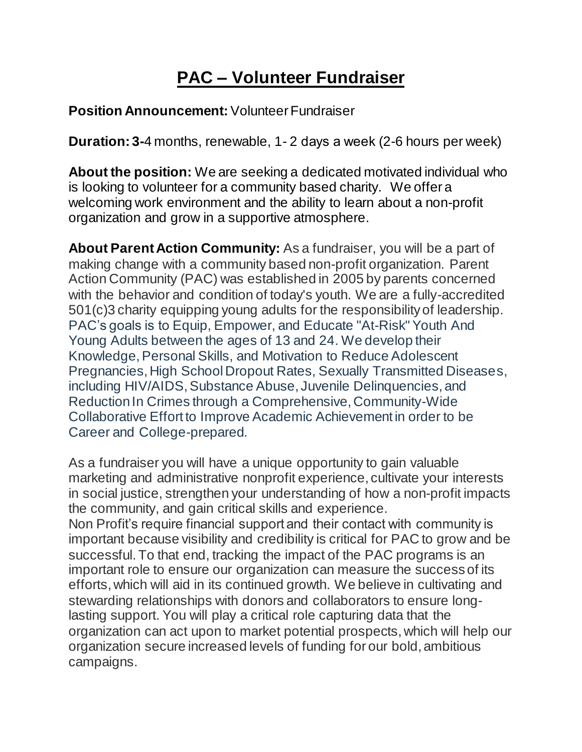# PAC – Volunteer Fundraiser

**Position Announcement:** Volunteer Fundraiser

**Duration: 3-**4 months, renewable, 1- 2 days a week (2-6 hours per week)

**About the position:** We are seeking a dedicated motivated individual who is looking to volunteer for a community based charity. We offer a welcoming work environment and the ability to learn about a non-profit organization and grow in a supportive atmosphere.

**About Parent Action Community:** As a fundraiser, you will be a part of making change with a community based non-profit organization. Parent Action Community (PAC) was established in 2005 by parents concerned with the behavior and condition of today's youth. We are a fully-accredited 501(c)3 charity equipping young adults for the responsibility of leadership. PAC's goals is to Equip, Empower, and Educate "At-Risk" Youth And Young Adults between the ages of 13 and 24. We develop their Knowledge, Personal Skills, and Motivation to Reduce Adolescent Pregnancies, High School Dropout Rates, Sexually Transmitted Diseases, including HIV/AIDS, Substance Abuse, Juvenile Delinquencies, and Reduction In Crimes through a Comprehensive, Community-Wide Collaborative Effort to Improve Academic Achievement in order to be Career and College-prepared.

As a fundraiser you will have a unique opportunity to gain valuable marketing and administrative nonprofit experience, cultivate your interests in social justice, strengthen your understanding of how a non-profit impacts the community, and gain critical skills and experience.
Non Profit's require financial support and their contact with community is important because visibility and credibility is critical for PAC to grow and be successful. To that end, tracking the impact of the PAC programs is an important role to ensure our organization can measure the success of its efforts, which will aid in its continued growth. We believe in cultivating and stewarding relationships with donors and collaborators to ensure long-lasting support. You will play a critical role capturing data that the organization can act upon to market potential prospects, which will help our organization secure increased levels of funding for our bold, ambitious campaigns.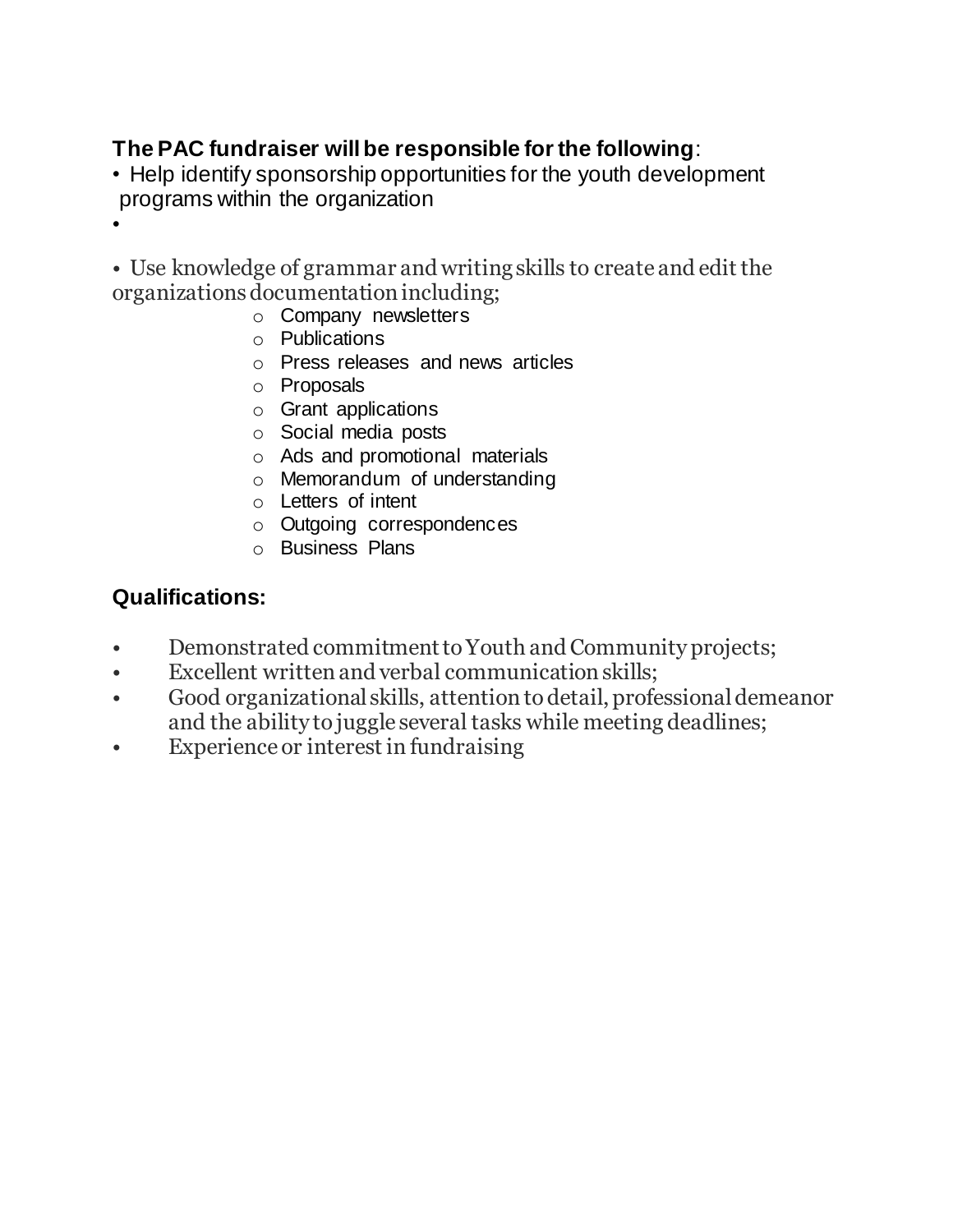**The PAC fundraiser will be responsible for the following**:

- Help identify sponsorship opportunities for the youth development programs within the organization
- 
- Use knowledge of grammar and writing skills to create and edit the organizations documentation including;
  - Company newsletters
  - Publications
  - Press releases and news articles
  - Proposals
  - Grant applications
  - Social media posts
  - Ads and promotional materials
  - Memorandum of understanding
  - Letters of intent
  - Outgoing correspondences
  - Business Plans

**Qualifications:**

- Demonstrated commitment to Youth and Community projects;
- Excellent written and verbal communication skills;
- Good organizational skills, attention to detail, professional demeanor and the ability to juggle several tasks while meeting deadlines;
- Experience or interest in fundraising